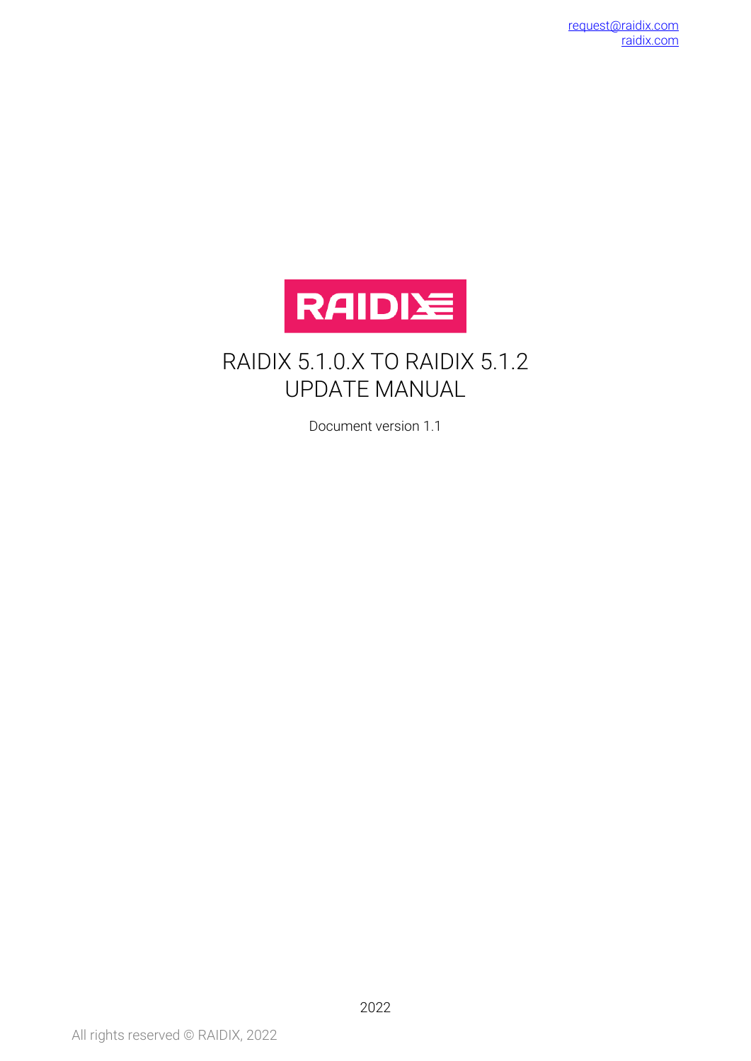request@raidix.com
raidix.com

RAIDIX

# RAIDIX 5.1.0.X TO RAIDIX 5.1.2 UPDATE MANUAL

Document version 1.1

2022

All rights reserved © RAIDIX, 2022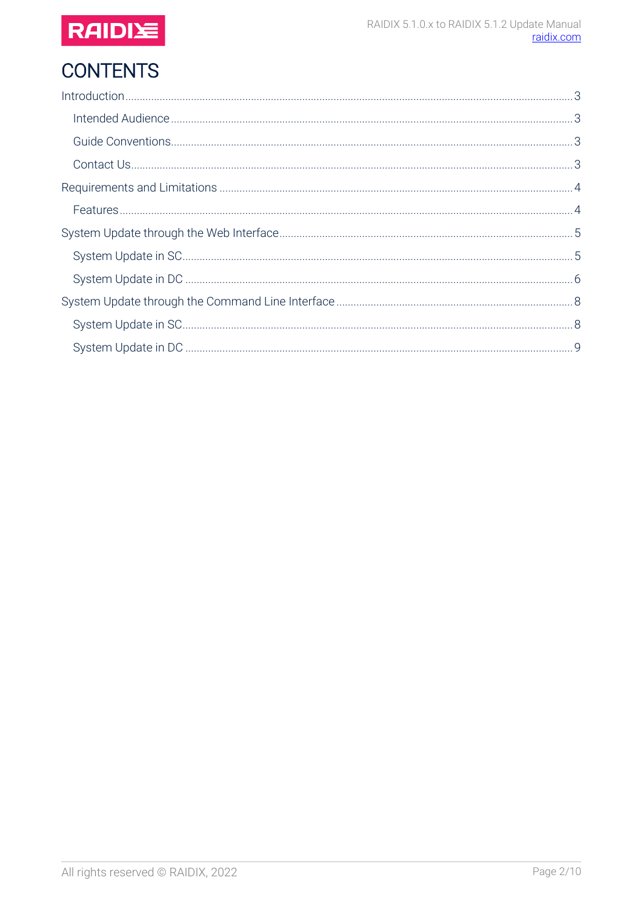# CONTENTS

Introduction ........ 3

- Intended Audience ........ 3
- Guide Conventions ........ 3
- Contact Us ........ 3

Requirements and Limitations ........ 4

- Features ........ 4

System Update through the Web Interface ........ 5

- System Update in SC ........ 5
- System Update in DC ........ 6

System Update through the Command Line Interface ........ 8

- System Update in SC ........ 8
- System Update in DC ........ 9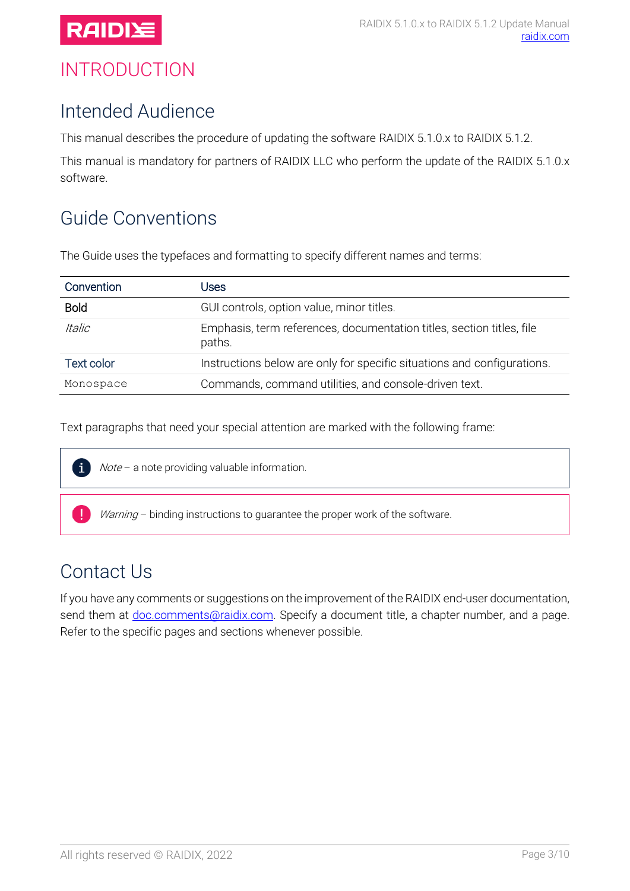# INTRODUCTION

## Intended Audience

This manual describes the procedure of updating the software RAIDIX 5.1.0.x to RAIDIX 5.1.2.

This manual is mandatory for partners of RAIDIX LLC who perform the update of the RAIDIX 5.1.0.x software.

## Guide Conventions

The Guide uses the typefaces and formatting to specify different names and terms:

| Convention | Uses |
|---|---|
| **Bold** | GUI controls, option value, minor titles. |
| *Italic* | Emphasis, term references, documentation titles, section titles, file paths. |
| Text color | Instructions below are only for specific situations and configurations. |
| `Monospace` | Commands, command utilities, and console-driven text. |

Text paragraphs that need your special attention are marked with the following frame:

> *Note* – a note providing valuable information.

> *Warning* – binding instructions to guarantee the proper work of the software.

## Contact Us

If you have any comments or suggestions on the improvement of the RAIDIX end-user documentation, send them at doc.comments@raidix.com. Specify a document title, a chapter number, and a page. Refer to the specific pages and sections whenever possible.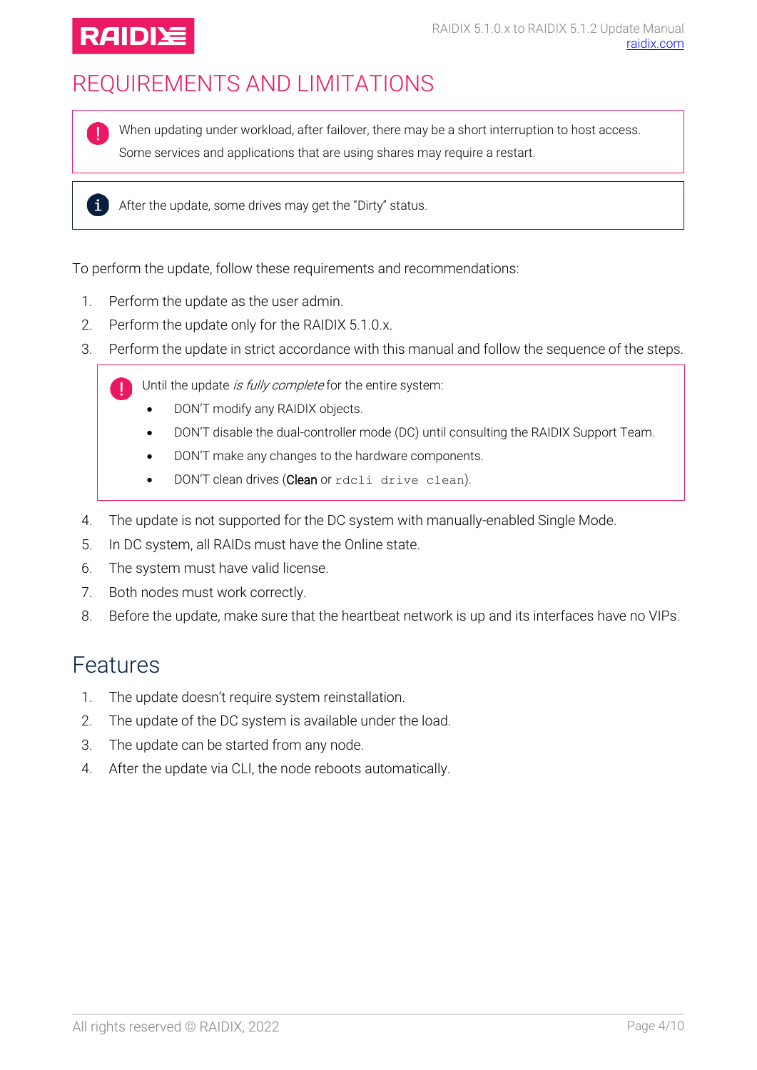# REQUIREMENTS AND LIMITATIONS

> When updating under workload, after failover, there may be a short interruption to host access. Some services and applications that are using shares may require a restart.

> After the update, some drives may get the "Dirty" status.

To perform the update, follow these requirements and recommendations:

1. Perform the update as the user admin.
2. Perform the update only for the RAIDIX 5.1.0.x.
3. Perform the update in strict accordance with this manual and follow the sequence of the steps.

   > Until the update *is fully complete* for the entire system:
   >
   > - DON'T modify any RAIDIX objects.
   > - DON'T disable the dual-controller mode (DC) until consulting the RAIDIX Support Team.
   > - DON'T make any changes to the hardware components.
   > - DON'T clean drives (**Clean** or `rdcli drive clean`).

4. The update is not supported for the DC system with manually-enabled Single Mode.
5. In DC system, all RAIDs must have the Online state.
6. The system must have valid license.
7. Both nodes must work correctly.
8. Before the update, make sure that the heartbeat network is up and its interfaces have no VIPs.

## Features

1. The update doesn't require system reinstallation.
2. The update of the DC system is available under the load.
3. The update can be started from any node.
4. After the update via CLI, the node reboots automatically.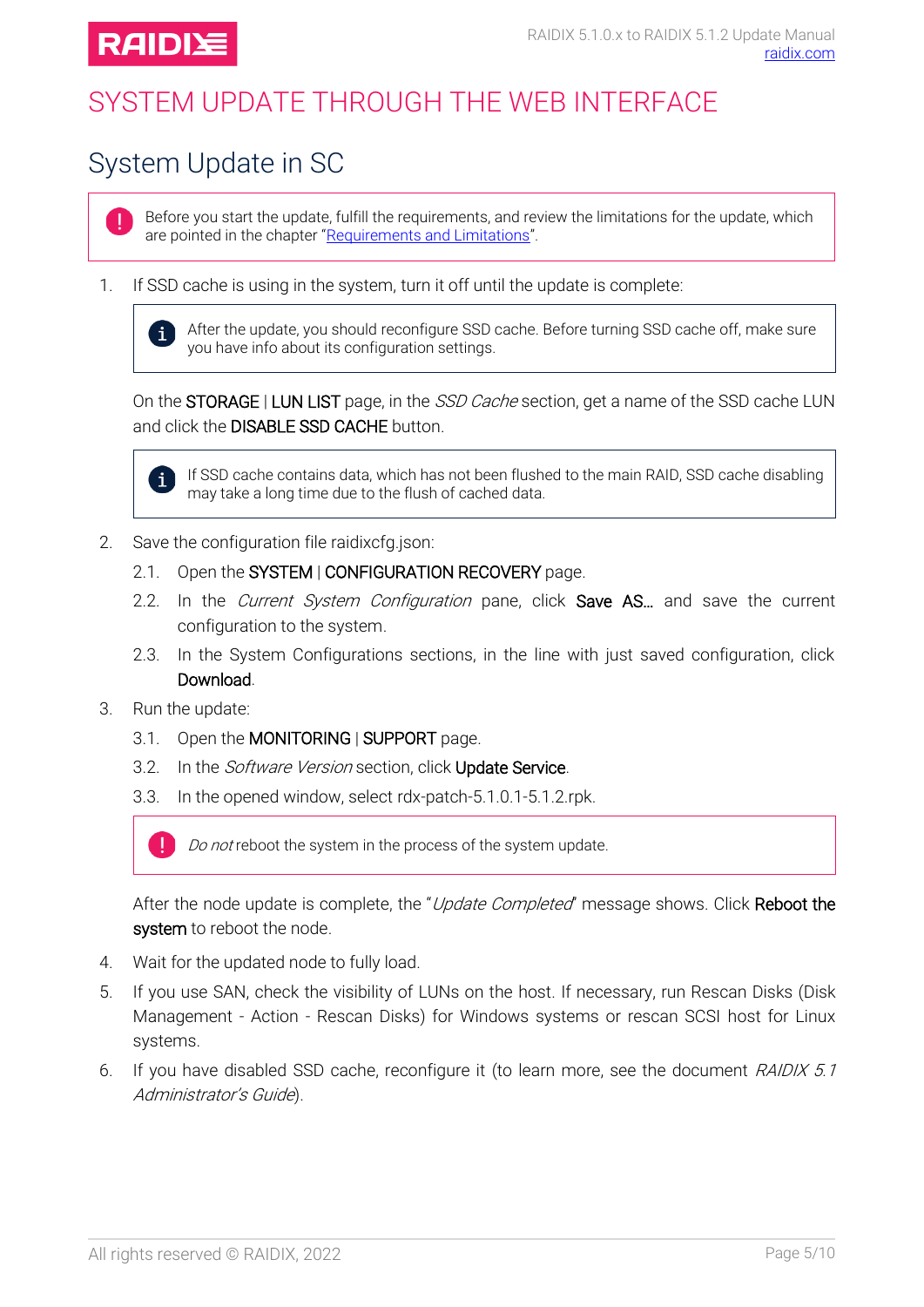# SYSTEM UPDATE THROUGH THE WEB INTERFACE

## System Update in SC

> Before you start the update, fulfill the requirements, and review the limitations for the update, which are pointed in the chapter "Requirements and Limitations".

1. If SSD cache is using in the system, turn it off until the update is complete:

   > After the update, you should reconfigure SSD cache. Before turning SSD cache off, make sure you have info about its configuration settings.

   On the STORAGE | LUN LIST page, in the *SSD Cache* section, get a name of the SSD cache LUN and click the DISABLE SSD CACHE button.

   > If SSD cache contains data, which has not been flushed to the main RAID, SSD cache disabling may take a long time due to the flush of cached data.

2. Save the configuration file raidixcfg.json:
   2.1. Open the SYSTEM | CONFIGURATION RECOVERY page.
   2.2. In the *Current System Configuration* pane, click Save AS… and save the current configuration to the system.
   2.3. In the System Configurations sections, in the line with just saved configuration, click Download.
3. Run the update:
   3.1. Open the MONITORING | SUPPORT page.
   3.2. In the *Software Version* section, click Update Service.
   3.3. In the opened window, select rdx-patch-5.1.0.1-5.1.2.rpk.

   > *Do not* reboot the system in the process of the system update.

   After the node update is complete, the "*Update Completed*" message shows. Click Reboot the system to reboot the node.
4. Wait for the updated node to fully load.
5. If you use SAN, check the visibility of LUNs on the host. If necessary, run Rescan Disks (Disk Management - Action - Rescan Disks) for Windows systems or rescan SCSI host for Linux systems.
6. If you have disabled SSD cache, reconfigure it (to learn more, see the document *RAIDIX 5.1 Administrator's Guide*).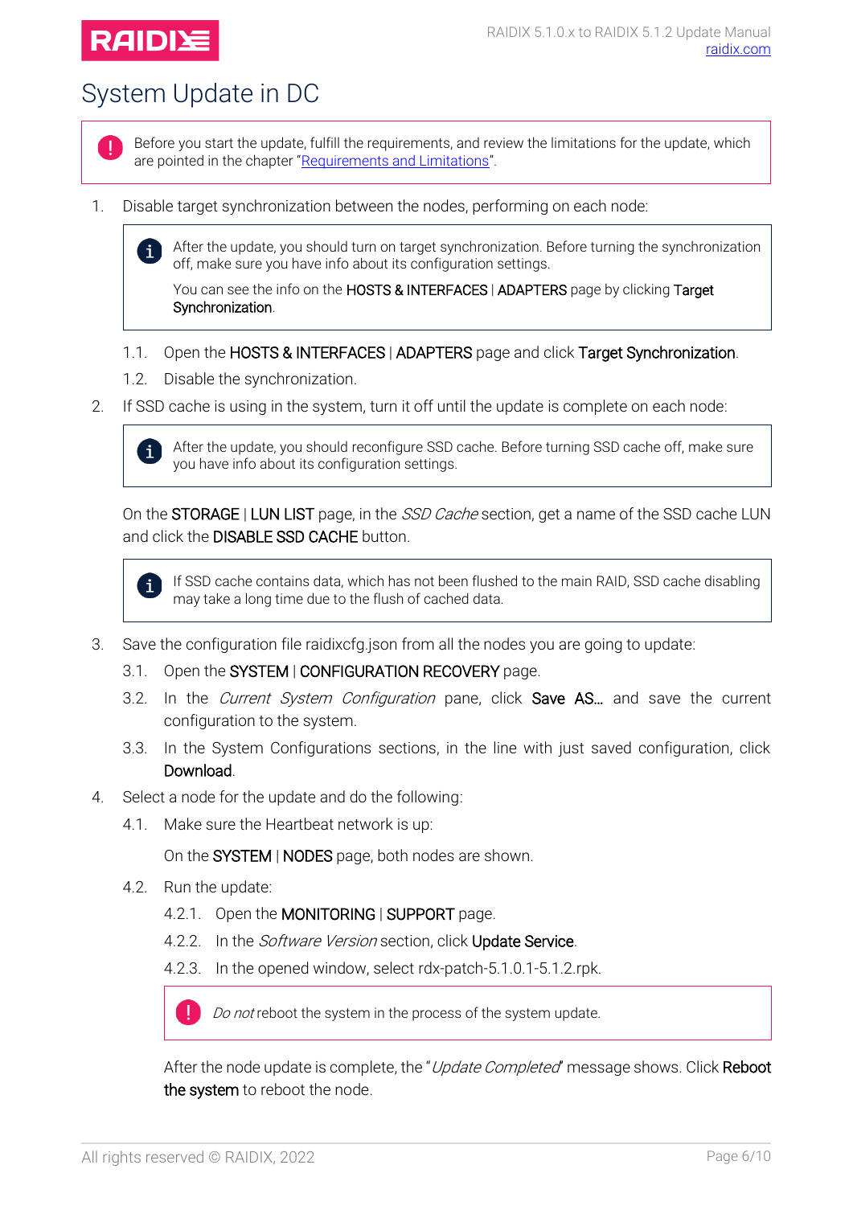# System Update in DC

> Before you start the update, fulfill the requirements, and review the limitations for the update, which are pointed in the chapter "[Requirements and Limitations](#)".

1. Disable target synchronization between the nodes, performing on each node:

   > After the update, you should turn on target synchronization. Before turning the synchronization off, make sure you have info about its configuration settings.
   >
   > You can see the info on the **HOSTS & INTERFACES** | **ADAPTERS** page by clicking **Target Synchronization**.

   1.1. Open the **HOSTS & INTERFACES** | **ADAPTERS** page and click **Target Synchronization**.

   1.2. Disable the synchronization.

2. If SSD cache is using in the system, turn it off until the update is complete on each node:

   > After the update, you should reconfigure SSD cache. Before turning SSD cache off, make sure you have info about its configuration settings.

   On the **STORAGE** | **LUN LIST** page, in the *SSD Cache* section, get a name of the SSD cache LUN and click the **DISABLE SSD CACHE** button.

   > If SSD cache contains data, which has not been flushed to the main RAID, SSD cache disabling may take a long time due to the flush of cached data.

3. Save the configuration file raidixcfg.json from all the nodes you are going to update:

   3.1. Open the **SYSTEM** | **CONFIGURATION RECOVERY** page.

   3.2. In the *Current System Configuration* pane, click **Save AS…** and save the current configuration to the system.

   3.3. In the System Configurations sections, in the line with just saved configuration, click **Download**.

4. Select a node for the update and do the following:

   4.1. Make sure the Heartbeat network is up:

   On the **SYSTEM** | **NODES** page, both nodes are shown.

   4.2. Run the update:

   4.2.1. Open the **MONITORING** | **SUPPORT** page.

   4.2.2. In the *Software Version* section, click **Update Service**.

   4.2.3. In the opened window, select rdx-patch-5.1.0.1-5.1.2.rpk.

   > *Do not* reboot the system in the process of the system update.

   After the node update is complete, the "*Update Completed*" message shows. Click **Reboot the system** to reboot the node.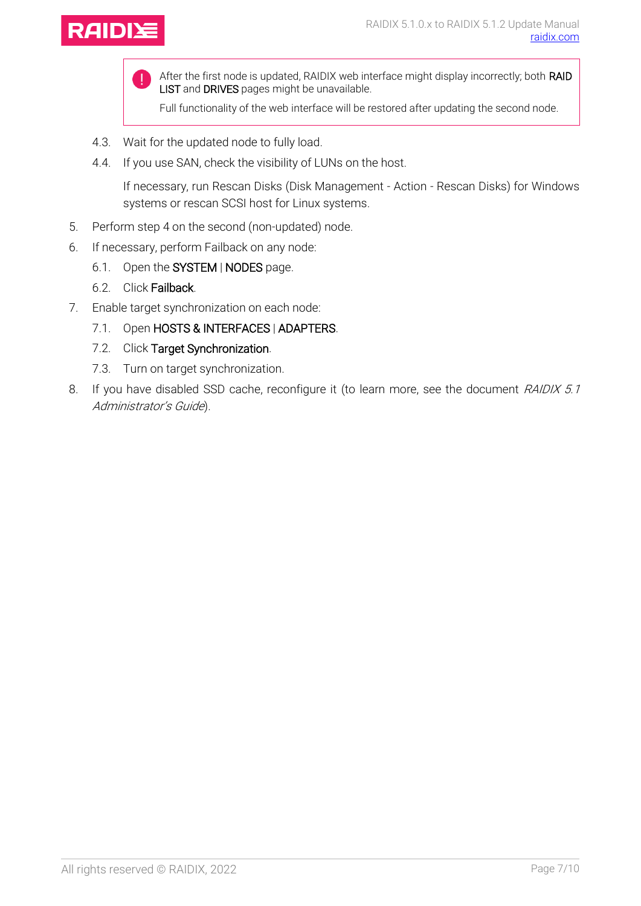> After the first node is updated, RAIDIX web interface might display incorrectly; both **RAID LIST** and **DRIVES** pages might be unavailable.
>
> Full functionality of the web interface will be restored after updating the second node.

4.3. Wait for the updated node to fully load.

4.4. If you use SAN, check the visibility of LUNs on the host.

If necessary, run Rescan Disks (Disk Management - Action - Rescan Disks) for Windows systems or rescan SCSI host for Linux systems.

5. Perform step 4 on the second (non-updated) node.
6. If necessary, perform Failback on any node:

   6.1. Open the **SYSTEM** | **NODES** page.

   6.2. Click **Failback**.

7. Enable target synchronization on each node:

   7.1. Open **HOSTS & INTERFACES** | **ADAPTERS**.

   7.2. Click **Target Synchronization**.

   7.3. Turn on target synchronization.

8. If you have disabled SSD cache, reconfigure it (to learn more, see the document *RAIDIX 5.1 Administrator's Guide*).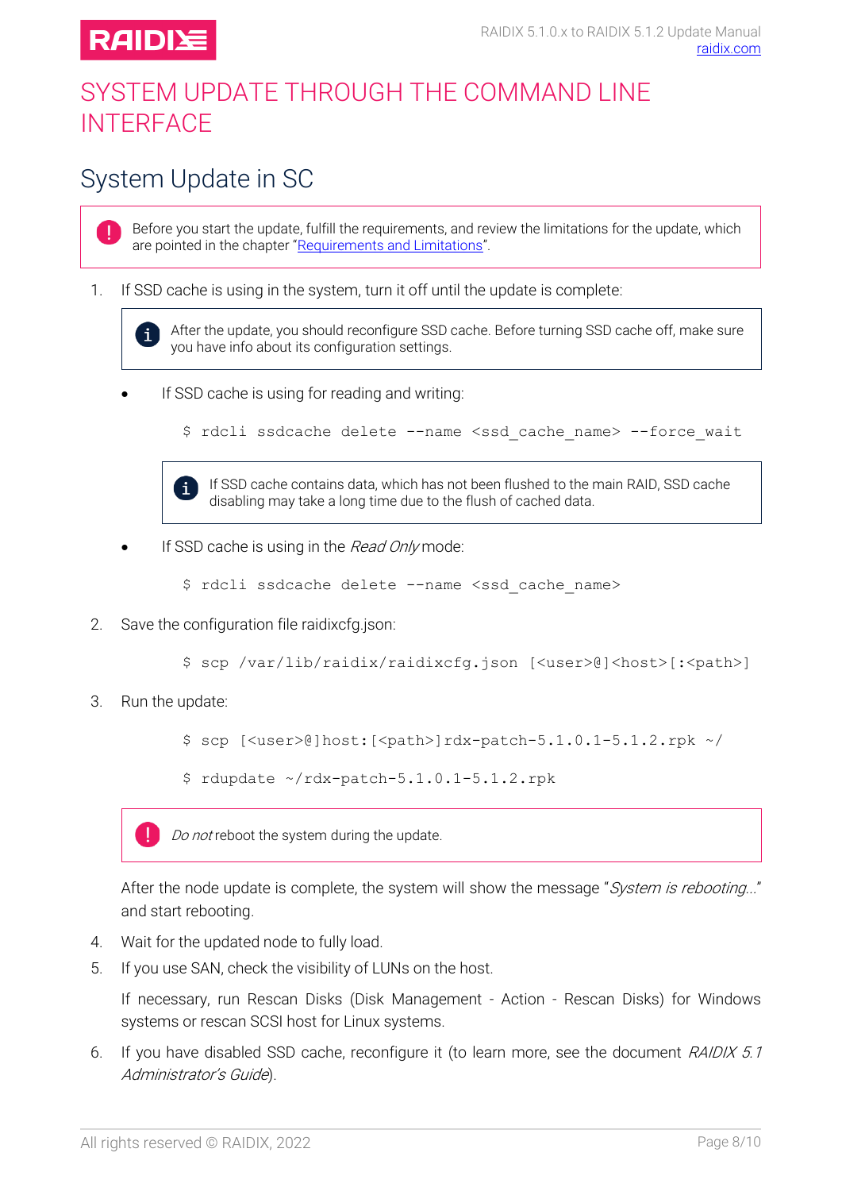# SYSTEM UPDATE THROUGH THE COMMAND LINE INTERFACE

## System Update in SC

> Before you start the update, fulfill the requirements, and review the limitations for the update, which are pointed in the chapter "Requirements and Limitations".

1. If SSD cache is using in the system, turn it off until the update is complete:

   > After the update, you should reconfigure SSD cache. Before turning SSD cache off, make sure you have info about its configuration settings.

   - If SSD cache is using for reading and writing:

     ```
     $ rdcli ssdcache delete --name <ssd_cache_name> --force_wait
     ```

     > If SSD cache contains data, which has not been flushed to the main RAID, SSD cache disabling may take a long time due to the flush of cached data.

   - If SSD cache is using in the *Read Only* mode:

     ```
     $ rdcli ssdcache delete --name <ssd_cache_name>
     ```

2. Save the configuration file raidixcfg.json:

   ```
   $ scp /var/lib/raidix/raidixcfg.json [<user>@]<host>[:<path>]
   ```

3. Run the update:

   ```
   $ scp [<user>@]host:[<path>]rdx-patch-5.1.0.1-5.1.2.rpk ~/
   ```

   ```
   $ rdupdate ~/rdx-patch-5.1.0.1-5.1.2.rpk
   ```

   > *Do not* reboot the system during the update.

   After the node update is complete, the system will show the message "*System is rebooting...*" and start rebooting.

4. Wait for the updated node to fully load.
5. If you use SAN, check the visibility of LUNs on the host.

   If necessary, run Rescan Disks (Disk Management - Action - Rescan Disks) for Windows systems or rescan SCSI host for Linux systems.

6. If you have disabled SSD cache, reconfigure it (to learn more, see the document *RAIDIX 5.1 Administrator's Guide*).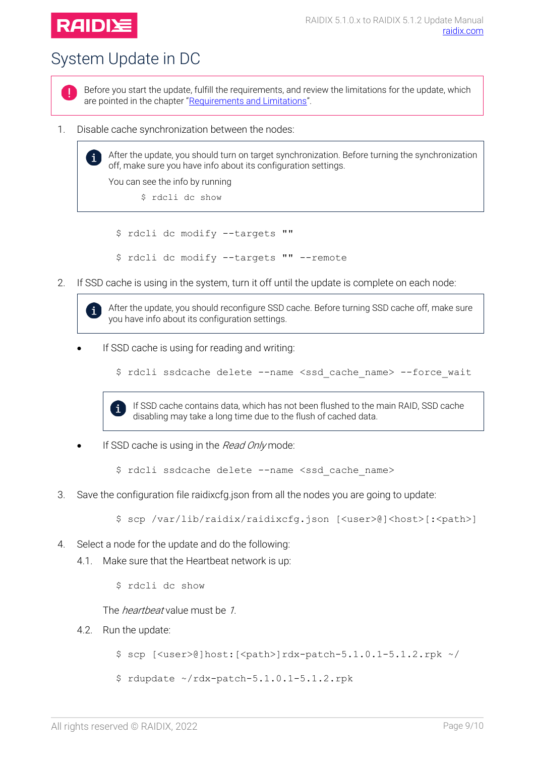# System Update in DC

> Before you start the update, fulfill the requirements, and review the limitations for the update, which are pointed in the chapter "Requirements and Limitations".

1. Disable cache synchronization between the nodes:

   > After the update, you should turn on target synchronization. Before turning the synchronization off, make sure you have info about its configuration settings.
   >
   > You can see the info by running
   >
   > ```
   > $ rdcli dc show
   > ```

   ```
   $ rdcli dc modify --targets ""
   ```

   ```
   $ rdcli dc modify --targets "" --remote
   ```

2. If SSD cache is using in the system, turn it off until the update is complete on each node:

   > After the update, you should reconfigure SSD cache. Before turning SSD cache off, make sure you have info about its configuration settings.

   - If SSD cache is using for reading and writing:

     ```
     $ rdcli ssdcache delete --name <ssd_cache_name> --force_wait
     ```

     > If SSD cache contains data, which has not been flushed to the main RAID, SSD cache disabling may take a long time due to the flush of cached data.

   - If SSD cache is using in the *Read Only* mode:

     ```
     $ rdcli ssdcache delete --name <ssd_cache_name>
     ```

3. Save the configuration file raidixcfg.json from all the nodes you are going to update:

   ```
   $ scp /var/lib/raidix/raidixcfg.json [<user>@]<host>[:<path>]
   ```

4. Select a node for the update and do the following:

   4.1. Make sure that the Heartbeat network is up:

   ```
   $ rdcli dc show
   ```

   The *heartbeat* value must be *1*.

   4.2. Run the update:

   ```
   $ scp [<user>@]host:[<path>]rdx-patch-5.1.0.1-5.1.2.rpk ~/
   ```

   ```
   $ rdupdate ~/rdx-patch-5.1.0.1-5.1.2.rpk
   ```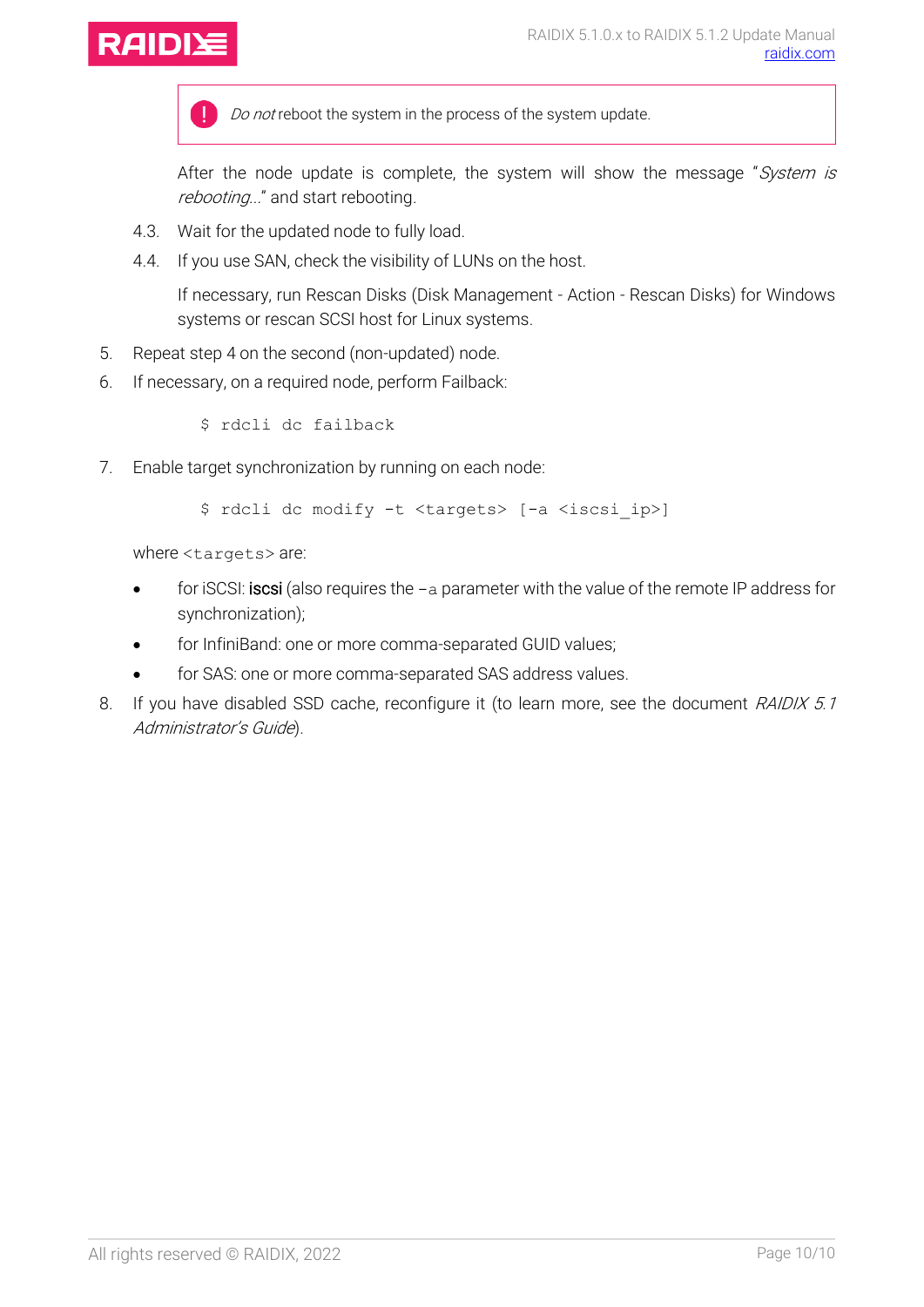> ! *Do not* reboot the system in the process of the system update.

After the node update is complete, the system will show the message "*System is rebooting...*" and start rebooting.

4.3. Wait for the updated node to fully load.

4.4. If you use SAN, check the visibility of LUNs on the host.

If necessary, run Rescan Disks (Disk Management - Action - Rescan Disks) for Windows systems or rescan SCSI host for Linux systems.

5. Repeat step 4 on the second (non-updated) node.
6. If necessary, on a required node, perform Failback:

```
$ rdcli dc failback
```

7. Enable target synchronization by running on each node:

```
$ rdcli dc modify -t <targets> [-a <iscsi_ip>]
```

where `<targets>` are:

- for iSCSI: **iscsi** (also requires the `–a` parameter with the value of the remote IP address for synchronization);
- for InfiniBand: one or more comma-separated GUID values;
- for SAS: one or more comma-separated SAS address values.

8. If you have disabled SSD cache, reconfigure it (to learn more, see the document *RAIDIX 5.1 Administrator's Guide*).